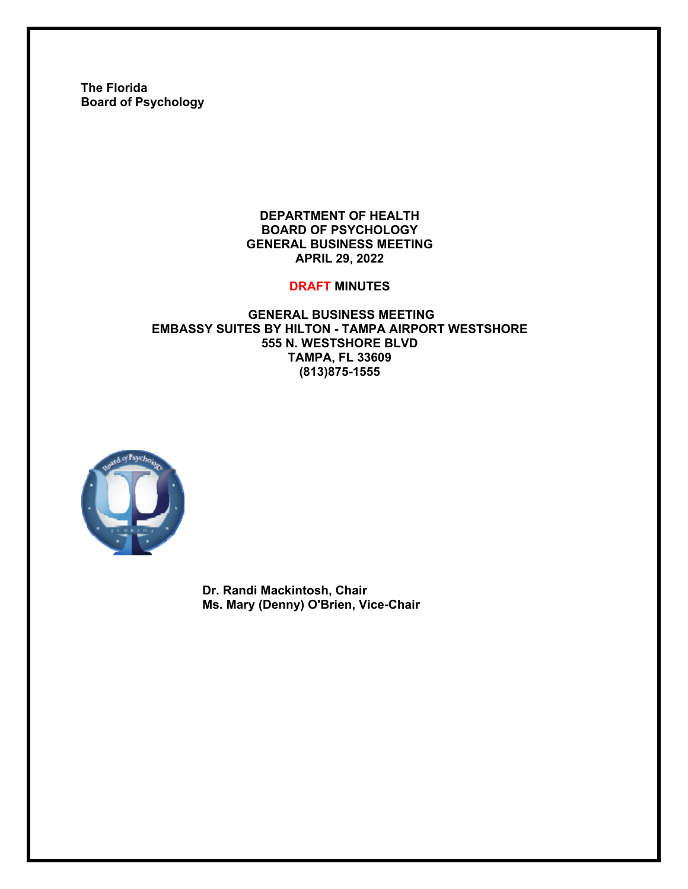**The Florida**
**Board of Psychology**

# DEPARTMENT OF HEALTH
# BOARD OF PSYCHOLOGY
# GENERAL BUSINESS MEETING
# APRIL 29, 2022

**DRAFT MINUTES**

**GENERAL BUSINESS MEETING**
**EMBASSY SUITES BY HILTON - TAMPA AIRPORT WESTSHORE**
**555 N. WESTSHORE BLVD**
**TAMPA, FL 33609**
**(813)875-1555**

**Dr. Randi Mackintosh, Chair**
**Ms. Mary (Denny) O'Brien, Vice-Chair**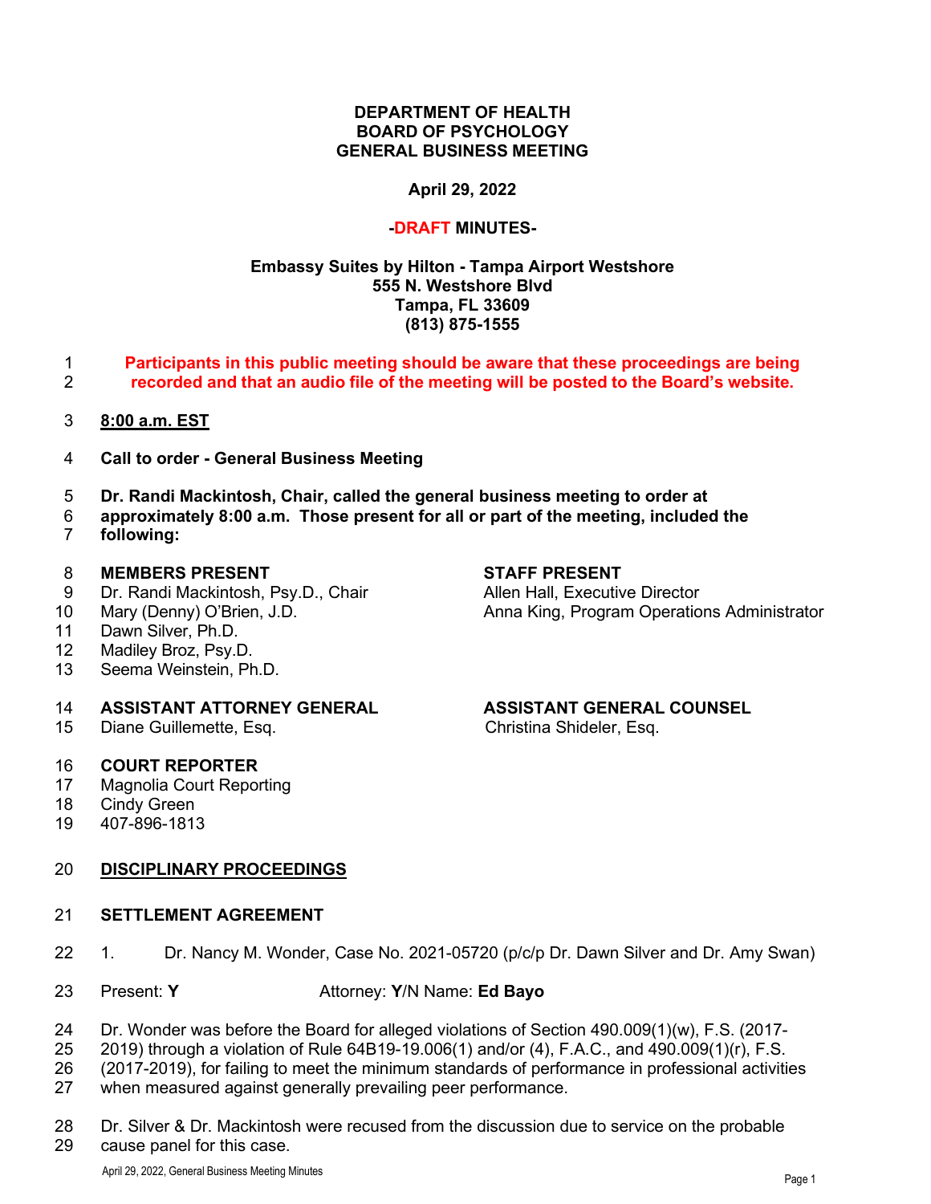**DEPARTMENT OF HEALTH**
**BOARD OF PSYCHOLOGY**
**GENERAL BUSINESS MEETING**

**April 29, 2022**

**-DRAFT MINUTES-**

**Embassy Suites by Hilton - Tampa Airport Westshore**
**555 N. Westshore Blvd**
**Tampa, FL 33609**
**(813) 875-1555**

**Participants in this public meeting should be aware that these proceedings are being recorded and that an audio file of the meeting will be posted to the Board's website.**

**8:00 a.m. EST**

**Call to order - General Business Meeting**

**Dr. Randi Mackintosh, Chair, called the general business meeting to order at approximately 8:00 a.m. Those present for all or part of the meeting, included the following:**

**MEMBERS PRESENT**
Dr. Randi Mackintosh, Psy.D., Chair
Mary (Denny) O'Brien, J.D.
Dawn Silver, Ph.D.
Madiley Broz, Psy.D.
Seema Weinstein, Ph.D.

**STAFF PRESENT**
Allen Hall, Executive Director
Anna King, Program Operations Administrator

**ASSISTANT ATTORNEY GENERAL**
Diane Guillemette, Esq.

**ASSISTANT GENERAL COUNSEL**
Christina Shideler, Esq.

**COURT REPORTER**
Magnolia Court Reporting
Cindy Green
407-896-1813

**DISCIPLINARY PROCEEDINGS**

**SETTLEMENT AGREEMENT**

1. Dr. Nancy M. Wonder, Case No. 2021-05720 (p/c/p Dr. Dawn Silver and Dr. Amy Swan)

Present: **Y** Attorney: **Y**/N Name: **Ed Bayo**

Dr. Wonder was before the Board for alleged violations of Section 490.009(1)(w), F.S. (2017-2019) through a violation of Rule 64B19-19.006(1) and/or (4), F.A.C., and 490.009(1)(r), F.S. (2017-2019), for failing to meet the minimum standards of performance in professional activities when measured against generally prevailing peer performance.

Dr. Silver & Dr. Mackintosh were recused from the discussion due to service on the probable cause panel for this case.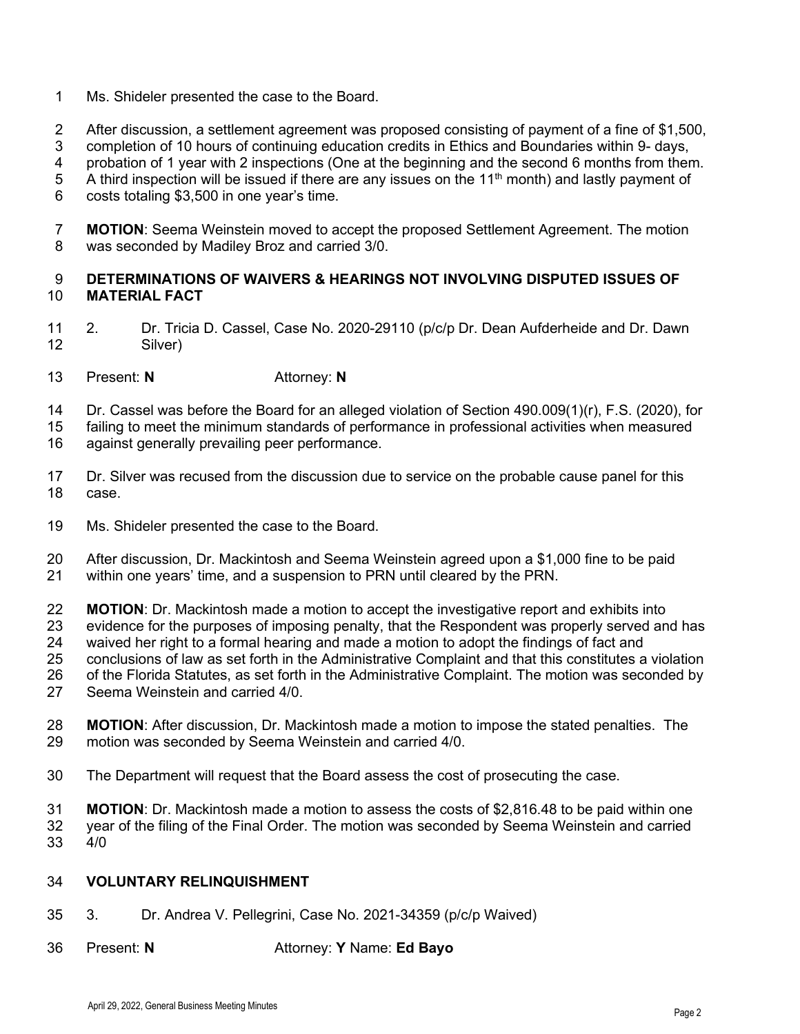Ms. Shideler presented the case to the Board.

After discussion, a settlement agreement was proposed consisting of payment of a fine of $1,500, completion of 10 hours of continuing education credits in Ethics and Boundaries within 9- days, probation of 1 year with 2 inspections (One at the beginning and the second 6 months from them. A third inspection will be issued if there are any issues on the 11th month) and lastly payment of costs totaling $3,500 in one year's time.

**MOTION**: Seema Weinstein moved to accept the proposed Settlement Agreement. The motion was seconded by Madiley Broz and carried 3/0.

**DETERMINATIONS OF WAIVERS & HEARINGS NOT INVOLVING DISPUTED ISSUES OF MATERIAL FACT**

2. Dr. Tricia D. Cassel, Case No. 2020-29110 (p/c/p Dr. Dean Aufderheide and Dr. Dawn Silver)

Present: **N** Attorney: **N**

Dr. Cassel was before the Board for an alleged violation of Section 490.009(1)(r), F.S. (2020), for failing to meet the minimum standards of performance in professional activities when measured against generally prevailing peer performance.

Dr. Silver was recused from the discussion due to service on the probable cause panel for this case.

Ms. Shideler presented the case to the Board.

After discussion, Dr. Mackintosh and Seema Weinstein agreed upon a $1,000 fine to be paid within one years' time, and a suspension to PRN until cleared by the PRN.

**MOTION**: Dr. Mackintosh made a motion to accept the investigative report and exhibits into evidence for the purposes of imposing penalty, that the Respondent was properly served and has waived her right to a formal hearing and made a motion to adopt the findings of fact and conclusions of law as set forth in the Administrative Complaint and that this constitutes a violation of the Florida Statutes, as set forth in the Administrative Complaint. The motion was seconded by Seema Weinstein and carried 4/0.

**MOTION**: After discussion, Dr. Mackintosh made a motion to impose the stated penalties. The motion was seconded by Seema Weinstein and carried 4/0.

The Department will request that the Board assess the cost of prosecuting the case.

**MOTION**: Dr. Mackintosh made a motion to assess the costs of $2,816.48 to be paid within one year of the filing of the Final Order. The motion was seconded by Seema Weinstein and carried 4/0

**VOLUNTARY RELINQUISHMENT**

3. Dr. Andrea V. Pellegrini, Case No. 2021-34359 (p/c/p Waived)

Present: **N** Attorney: **Y** Name: **Ed Bayo**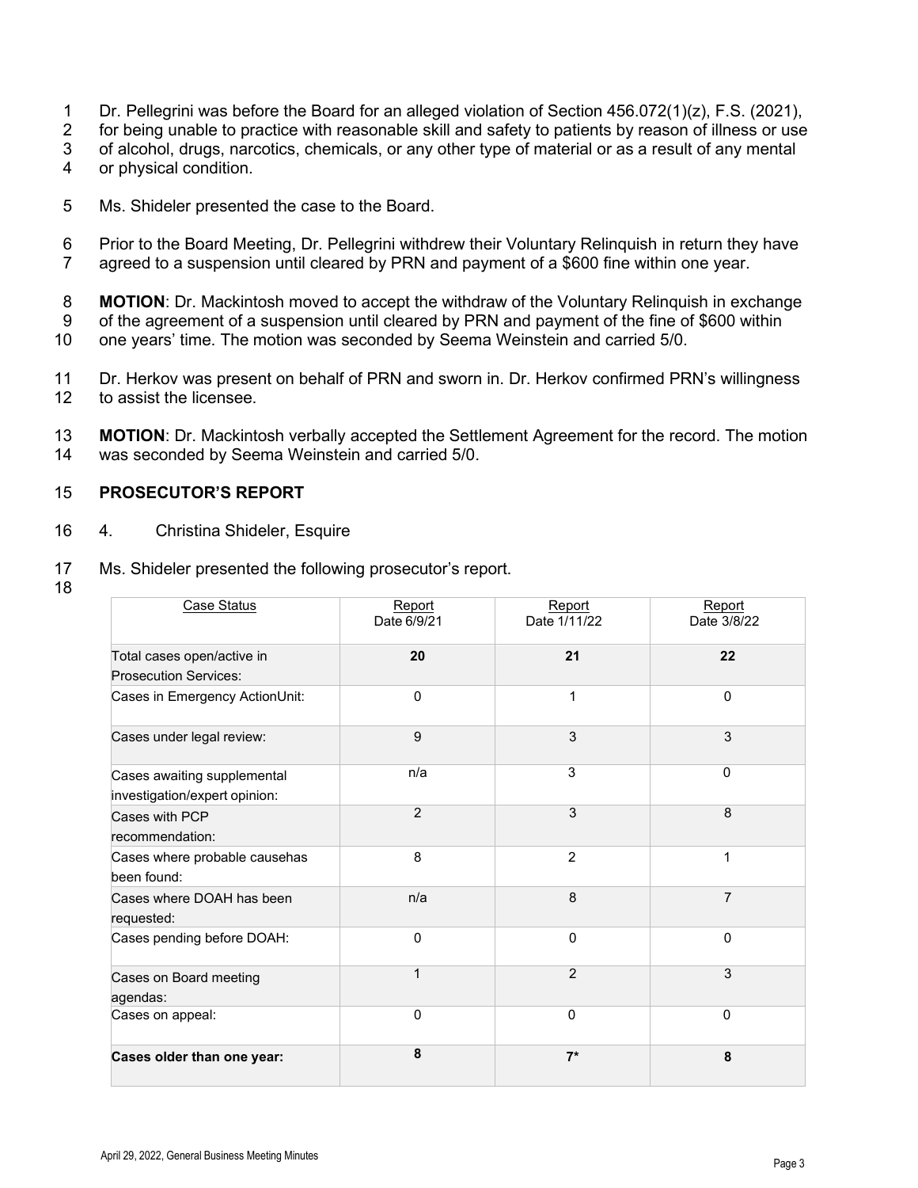Dr. Pellegrini was before the Board for an alleged violation of Section 456.072(1)(z), F.S. (2021), for being unable to practice with reasonable skill and safety to patients by reason of illness or use of alcohol, drugs, narcotics, chemicals, or any other type of material or as a result of any mental or physical condition.

Ms. Shideler presented the case to the Board.

Prior to the Board Meeting, Dr. Pellegrini withdrew their Voluntary Relinquish in return they have agreed to a suspension until cleared by PRN and payment of a $600 fine within one year.

**MOTION**: Dr. Mackintosh moved to accept the withdraw of the Voluntary Relinquish in exchange of the agreement of a suspension until cleared by PRN and payment of the fine of $600 within one years' time. The motion was seconded by Seema Weinstein and carried 5/0.

Dr. Herkov was present on behalf of PRN and sworn in. Dr. Herkov confirmed PRN's willingness to assist the licensee.

**MOTION**: Dr. Mackintosh verbally accepted the Settlement Agreement for the record. The motion was seconded by Seema Weinstein and carried 5/0.

## PROSECUTOR'S REPORT

4. Christina Shideler, Esquire

Ms. Shideler presented the following prosecutor's report.

| Case Status | Report Date 6/9/21 | Report Date 1/11/22 | Report Date 3/8/22 |
|---|---|---|---|
| Total cases open/active in Prosecution Services: | **20** | **21** | **22** |
| Cases in Emergency ActionUnit: | 0 | 1 | 0 |
| Cases under legal review: | 9 | 3 | 3 |
| Cases awaiting supplemental investigation/expert opinion: | n/a | 3 | 0 |
| Cases with PCP recommendation: | 2 | 3 | 8 |
| Cases where probable causehas been found: | 8 | 2 | 1 |
| Cases where DOAH has been requested: | n/a | 8 | 7 |
| Cases pending before DOAH: | 0 | 0 | 0 |
| Cases on Board meeting agendas: | 1 | 2 | 3 |
| Cases on appeal: | 0 | 0 | 0 |
| **Cases older than one year:** | **8** | **7*** | **8** |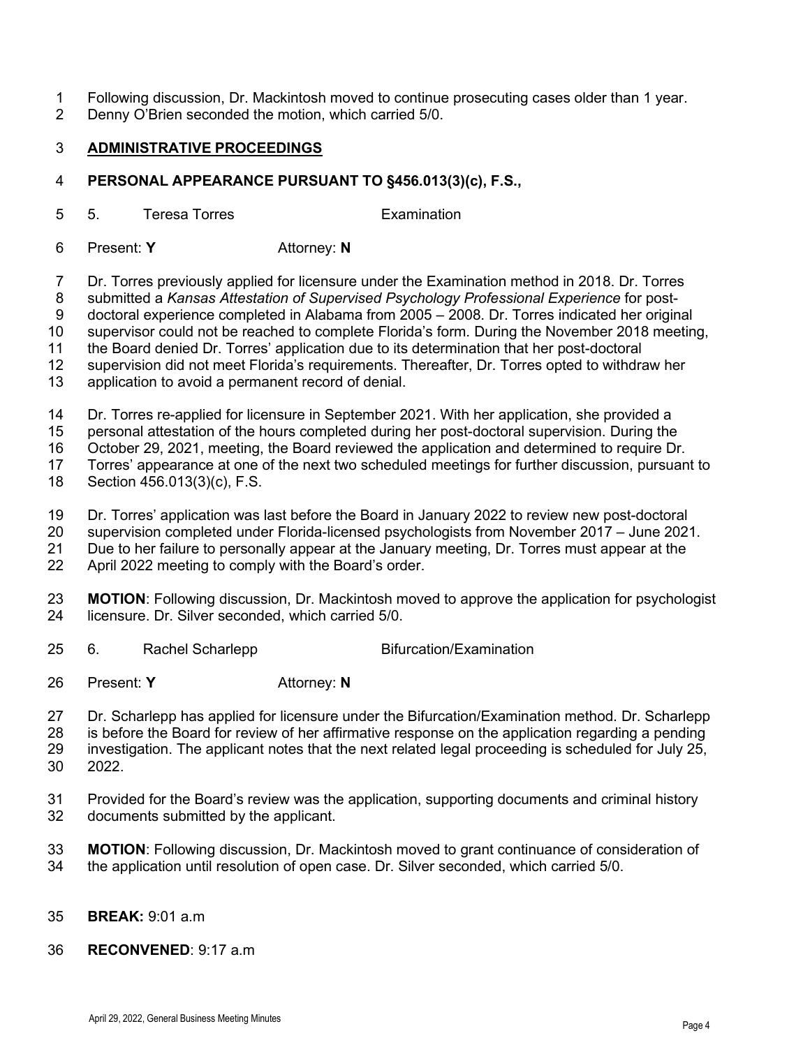Following discussion, Dr. Mackintosh moved to continue prosecuting cases older than 1 year. Denny O'Brien seconded the motion, which carried 5/0.

## ADMINISTRATIVE PROCEEDINGS

### PERSONAL APPEARANCE PURSUANT TO §456.013(3)(c), F.S.,

5. Teresa Torres — Examination

Present: **Y** Attorney: **N**

Dr. Torres previously applied for licensure under the Examination method in 2018. Dr. Torres submitted a *Kansas Attestation of Supervised Psychology Professional Experience* for post-doctoral experience completed in Alabama from 2005 – 2008. Dr. Torres indicated her original supervisor could not be reached to complete Florida's form. During the November 2018 meeting, the Board denied Dr. Torres' application due to its determination that her post-doctoral supervision did not meet Florida's requirements. Thereafter, Dr. Torres opted to withdraw her application to avoid a permanent record of denial.

Dr. Torres re-applied for licensure in September 2021. With her application, she provided a personal attestation of the hours completed during her post-doctoral supervision. During the October 29, 2021, meeting, the Board reviewed the application and determined to require Dr. Torres' appearance at one of the next two scheduled meetings for further discussion, pursuant to Section 456.013(3)(c), F.S.

Dr. Torres' application was last before the Board in January 2022 to review new post-doctoral supervision completed under Florida-licensed psychologists from November 2017 – June 2021. Due to her failure to personally appear at the January meeting, Dr. Torres must appear at the April 2022 meeting to comply with the Board's order.

**MOTION**: Following discussion, Dr. Mackintosh moved to approve the application for psychologist licensure. Dr. Silver seconded, which carried 5/0.

6. Rachel Scharlepp — Bifurcation/Examination

Present: **Y** Attorney: **N**

Dr. Scharlepp has applied for licensure under the Bifurcation/Examination method. Dr. Scharlepp is before the Board for review of her affirmative response on the application regarding a pending investigation. The applicant notes that the next related legal proceeding is scheduled for July 25, 2022.

Provided for the Board's review was the application, supporting documents and criminal history documents submitted by the applicant.

**MOTION**: Following discussion, Dr. Mackintosh moved to grant continuance of consideration of the application until resolution of open case. Dr. Silver seconded, which carried 5/0.

**BREAK:** 9:01 a.m

**RECONVENED**: 9:17 a.m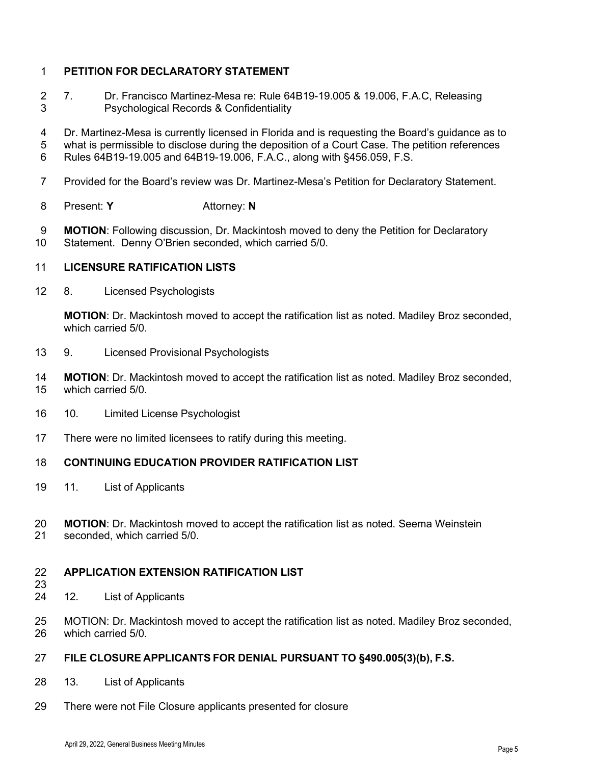## PETITION FOR DECLARATORY STATEMENT

7. Dr. Francisco Martinez-Mesa re: Rule 64B19-19.005 & 19.006, F.A.C, Releasing Psychological Records & Confidentiality

Dr. Martinez-Mesa is currently licensed in Florida and is requesting the Board's guidance as to what is permissible to disclose during the deposition of a Court Case. The petition references Rules 64B19-19.005 and 64B19-19.006, F.A.C., along with §456.059, F.S.

Provided for the Board's review was Dr. Martinez-Mesa's Petition for Declaratory Statement.

Present: **Y** Attorney: **N**

**MOTION**: Following discussion, Dr. Mackintosh moved to deny the Petition for Declaratory Statement. Denny O'Brien seconded, which carried 5/0.

## LICENSURE RATIFICATION LISTS

8. Licensed Psychologists

**MOTION**: Dr. Mackintosh moved to accept the ratification list as noted. Madiley Broz seconded, which carried 5/0.

9. Licensed Provisional Psychologists

**MOTION**: Dr. Mackintosh moved to accept the ratification list as noted. Madiley Broz seconded, which carried 5/0.

10. Limited License Psychologist

There were no limited licensees to ratify during this meeting.

## CONTINUING EDUCATION PROVIDER RATIFICATION LIST

11. List of Applicants

**MOTION**: Dr. Mackintosh moved to accept the ratification list as noted. Seema Weinstein seconded, which carried 5/0.

## APPLICATION EXTENSION RATIFICATION LIST

12. List of Applicants

MOTION: Dr. Mackintosh moved to accept the ratification list as noted. Madiley Broz seconded, which carried 5/0.

## FILE CLOSURE APPLICANTS FOR DENIAL PURSUANT TO §490.005(3)(b), F.S.

13. List of Applicants

There were not File Closure applicants presented for closure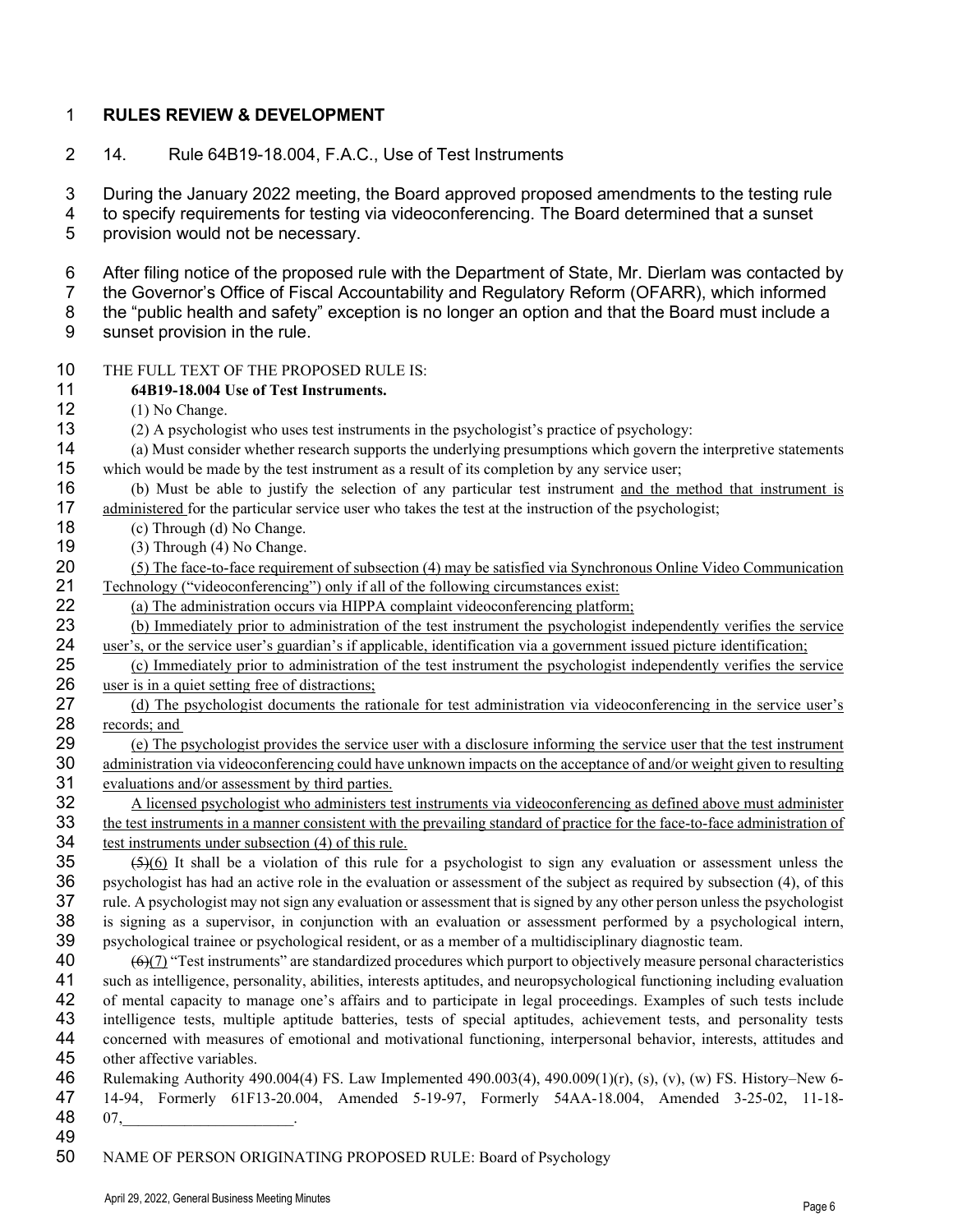## RULES REVIEW & DEVELOPMENT

14. Rule 64B19-18.004, F.A.C., Use of Test Instruments

During the January 2022 meeting, the Board approved proposed amendments to the testing rule to specify requirements for testing via videoconferencing. The Board determined that a sunset provision would not be necessary.

After filing notice of the proposed rule with the Department of State, Mr. Dierlam was contacted by the Governor's Office of Fiscal Accountability and Regulatory Reform (OFARR), which informed the "public health and safety" exception is no longer an option and that the Board must include a sunset provision in the rule.

THE FULL TEXT OF THE PROPOSED RULE IS:

**64B19-18.004 Use of Test Instruments.**

(1) No Change.

(2) A psychologist who uses test instruments in the psychologist's practice of psychology:

(a) Must consider whether research supports the underlying presumptions which govern the interpretive statements which would be made by the test instrument as a result of its completion by any service user;

(b) Must be able to justify the selection of any particular test instrument <u>and the method that instrument is administered</u> for the particular service user who takes the test at the instruction of the psychologist;

(c) Through (d) No Change.

(3) Through (4) No Change.

<u>(5) The face-to-face requirement of subsection (4) may be satisfied via Synchronous Online Video Communication Technology ("videoconferencing") only if all of the following circumstances exist:</u>

<u>(a) The administration occurs via HIPPA complaint videoconferencing platform;</u>

<u>(b) Immediately prior to administration of the test instrument the psychologist independently verifies the service user's, or the service user's guardian's if applicable, identification via a government issued picture identification;</u>

<u>(c) Immediately prior to administration of the test instrument the psychologist independently verifies the service user is in a quiet setting free of distractions;</u>

<u>(d) The psychologist documents the rationale for test administration via videoconferencing in the service user's records; and</u>

<u>(e) The psychologist provides the service user with a disclosure informing the service user that the test instrument administration via videoconferencing could have unknown impacts on the acceptance of and/or weight given to resulting evaluations and/or assessment by third parties.</u>

<u>A licensed psychologist who administers test instruments via videoconferencing as defined above must administer the test instruments in a manner consistent with the prevailing standard of practice for the face-to-face administration of test instruments under subsection (4) of this rule.</u>

~~(5)~~<u>(6)</u> It shall be a violation of this rule for a psychologist to sign any evaluation or assessment unless the psychologist has had an active role in the evaluation or assessment of the subject as required by subsection (4), of this rule. A psychologist may not sign any evaluation or assessment that is signed by any other person unless the psychologist is signing as a supervisor, in conjunction with an evaluation or assessment performed by a psychological intern, psychological trainee or psychological resident, or as a member of a multidisciplinary diagnostic team.

~~(6)~~<u>(7)</u> "Test instruments" are standardized procedures which purport to objectively measure personal characteristics such as intelligence, personality, abilities, interests aptitudes, and neuropsychological functioning including evaluation of mental capacity to manage one's affairs and to participate in legal proceedings. Examples of such tests include intelligence tests, multiple aptitude batteries, tests of special aptitudes, achievement tests, and personality tests concerned with measures of emotional and motivational functioning, interpersonal behavior, interests, attitudes and other affective variables.

Rulemaking Authority 490.004(4) FS. Law Implemented 490.003(4), 490.009(1)(r), (s), (v), (w) FS. History–New 6-14-94, Formerly 61F13-20.004, Amended 5-19-97, Formerly 54AA-18.004, Amended 3-25-02, 11-18-07,______________________.

NAME OF PERSON ORIGINATING PROPOSED RULE: Board of Psychology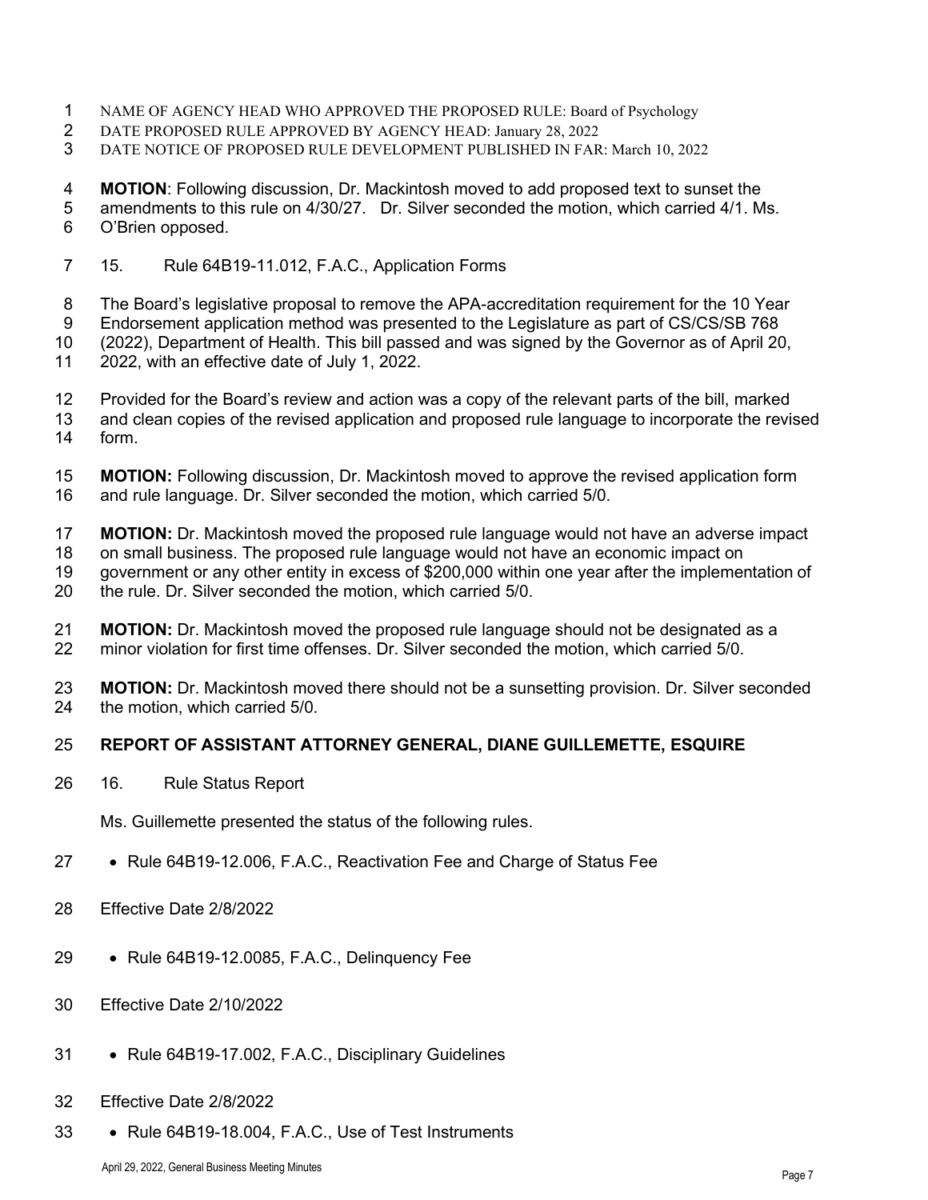NAME OF AGENCY HEAD WHO APPROVED THE PROPOSED RULE: Board of Psychology
DATE PROPOSED RULE APPROVED BY AGENCY HEAD: January 28, 2022
DATE NOTICE OF PROPOSED RULE DEVELOPMENT PUBLISHED IN FAR: March 10, 2022

**MOTION**: Following discussion, Dr. Mackintosh moved to add proposed text to sunset the amendments to this rule on 4/30/27. Dr. Silver seconded the motion, which carried 4/1. Ms. O'Brien opposed.

15. Rule 64B19-11.012, F.A.C., Application Forms

The Board's legislative proposal to remove the APA-accreditation requirement for the 10 Year Endorsement application method was presented to the Legislature as part of CS/CS/SB 768 (2022), Department of Health. This bill passed and was signed by the Governor as of April 20, 2022, with an effective date of July 1, 2022.

Provided for the Board's review and action was a copy of the relevant parts of the bill, marked and clean copies of the revised application and proposed rule language to incorporate the revised form.

**MOTION:** Following discussion, Dr. Mackintosh moved to approve the revised application form and rule language. Dr. Silver seconded the motion, which carried 5/0.

**MOTION:** Dr. Mackintosh moved the proposed rule language would not have an adverse impact on small business. The proposed rule language would not have an economic impact on government or any other entity in excess of $200,000 within one year after the implementation of the rule. Dr. Silver seconded the motion, which carried 5/0.

**MOTION:** Dr. Mackintosh moved the proposed rule language should not be designated as a minor violation for first time offenses. Dr. Silver seconded the motion, which carried 5/0.

**MOTION:** Dr. Mackintosh moved there should not be a sunsetting provision. Dr. Silver seconded the motion, which carried 5/0.

## REPORT OF ASSISTANT ATTORNEY GENERAL, DIANE GUILLEMETTE, ESQUIRE

16. Rule Status Report

Ms. Guillemette presented the status of the following rules.

- Rule 64B19-12.006, F.A.C., Reactivation Fee and Charge of Status Fee

Effective Date 2/8/2022

- Rule 64B19-12.0085, F.A.C., Delinquency Fee

Effective Date 2/10/2022

- Rule 64B19-17.002, F.A.C., Disciplinary Guidelines

Effective Date 2/8/2022

- Rule 64B19-18.004, F.A.C., Use of Test Instruments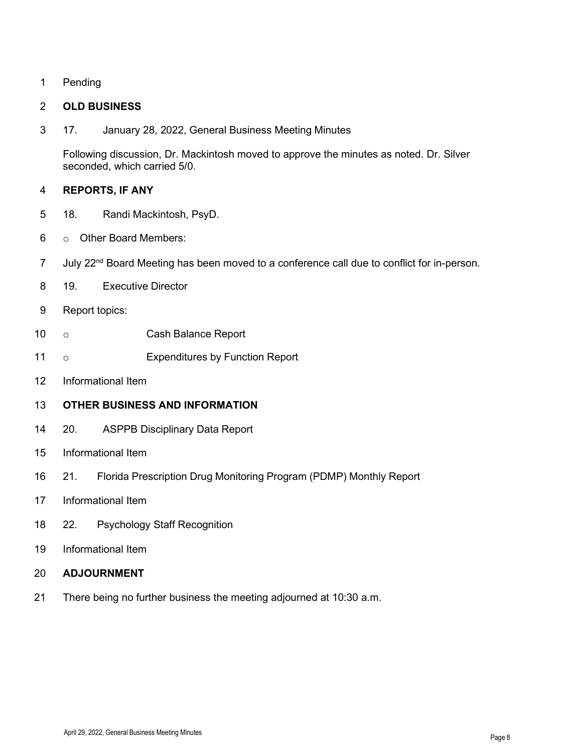Pending

**OLD BUSINESS**

17. January 28, 2022, General Business Meeting Minutes

Following discussion, Dr. Mackintosh moved to approve the minutes as noted. Dr. Silver seconded, which carried 5/0.

**REPORTS, IF ANY**

18. Randi Mackintosh, PsyD.

- Other Board Members:

July 22nd Board Meeting has been moved to a conference call due to conflict for in-person.

19. Executive Director

Report topics:

- Cash Balance Report
- Expenditures by Function Report

Informational Item

**OTHER BUSINESS AND INFORMATION**

20. ASPPB Disciplinary Data Report

Informational Item

21. Florida Prescription Drug Monitoring Program (PDMP) Monthly Report

Informational Item

22. Psychology Staff Recognition

Informational Item

**ADJOURNMENT**

There being no further business the meeting adjourned at 10:30 a.m.